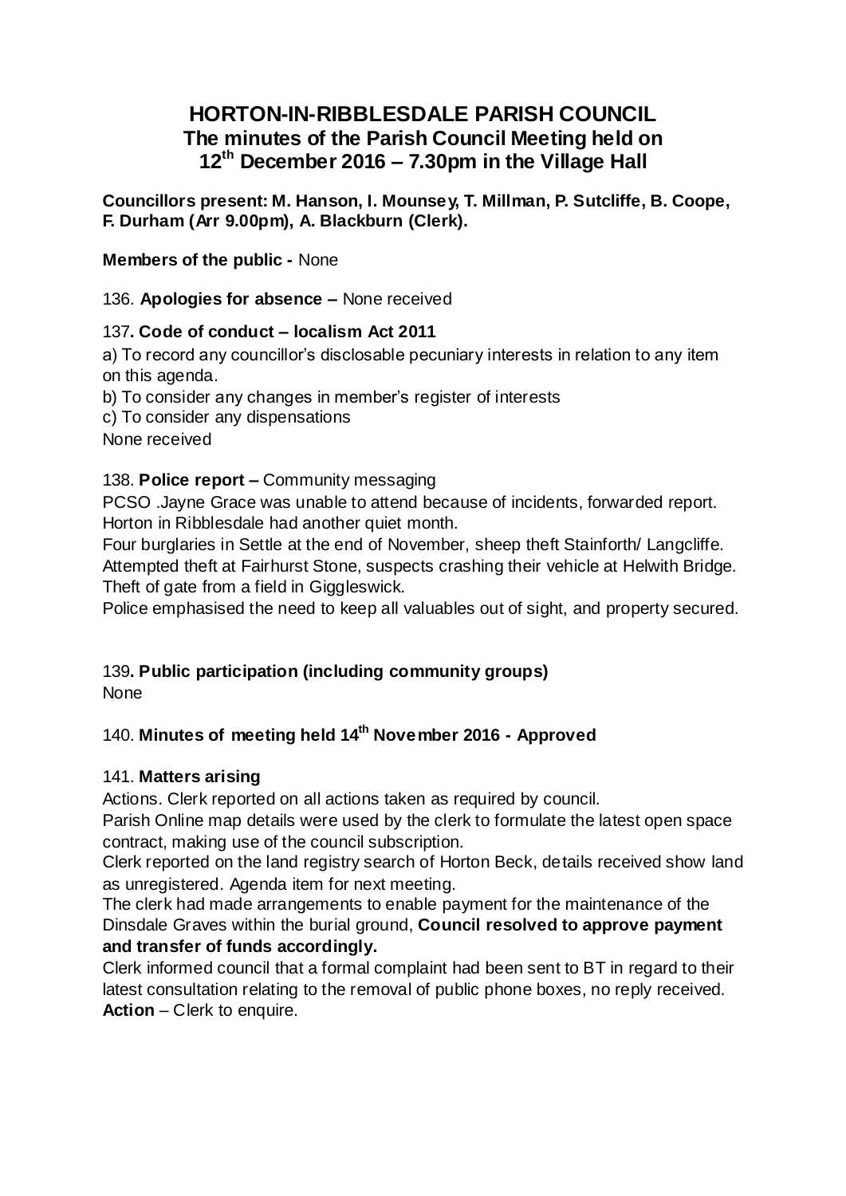# HORTON-IN-RIBBLESDALE PARISH COUNCIL
## The minutes of the Parish Council Meeting held on 12th December 2016 – 7.30pm in the Village Hall

**Councillors present: M. Hanson, I. Mounsey, T. Millman, P. Sutcliffe, B. Coope, F. Durham (Arr 9.00pm), A. Blackburn (Clerk).**

**Members of the public -** None

136. **Apologies for absence –** None received

137**. Code of conduct – localism Act 2011**

a) To record any councillor's disclosable pecuniary interests in relation to any item on this agenda.
b) To consider any changes in member's register of interests
c) To consider any dispensations
None received

138. **Police report –** Community messaging

PCSO .Jayne Grace was unable to attend because of incidents, forwarded report. Horton in Ribblesdale had another quiet month.
Four burglaries in Settle at the end of November, sheep theft Stainforth/ Langcliffe. Attempted theft at Fairhurst Stone, suspects crashing their vehicle at Helwith Bridge. Theft of gate from a field in Giggleswick.
Police emphasised the need to keep all valuables out of sight, and property secured.

139**. Public participation (including community groups)**
None

140. **Minutes of meeting held 14th November 2016 - Approved**

141. **Matters arising**

Actions. Clerk reported on all actions taken as required by council.
Parish Online map details were used by the clerk to formulate the latest open space contract, making use of the council subscription.
Clerk reported on the land registry search of Horton Beck, details received show land as unregistered. Agenda item for next meeting.
The clerk had made arrangements to enable payment for the maintenance of the Dinsdale Graves within the burial ground, **Council resolved to approve payment and transfer of funds accordingly.**
Clerk informed council that a formal complaint had been sent to BT in regard to their latest consultation relating to the removal of public phone boxes, no reply received.
**Action** – Clerk to enquire.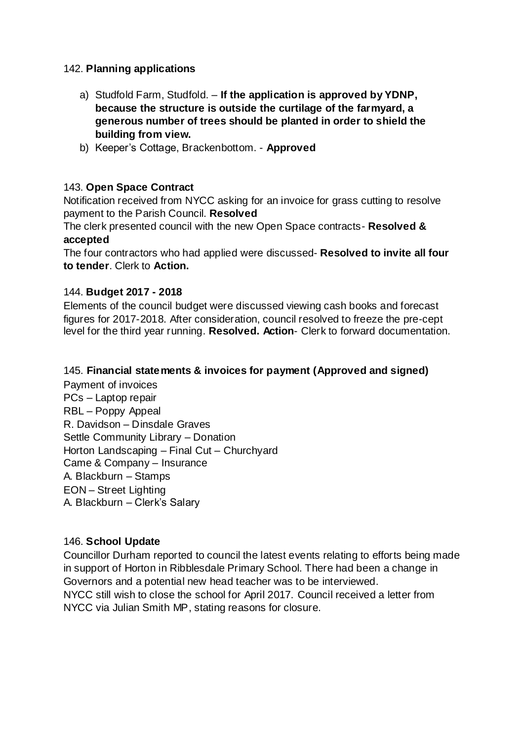142. **Planning applications**

a) Studfold Farm, Studfold. – **If the application is approved by YDNP, because the structure is outside the curtilage of the farmyard, a generous number of trees should be planted in order to shield the building from view.**
b) Keeper's Cottage, Brackenbottom. - **Approved**

143. **Open Space Contract**

Notification received from NYCC asking for an invoice for grass cutting to resolve payment to the Parish Council. **Resolved**

The clerk presented council with the new Open Space contracts- **Resolved & accepted**

The four contractors who had applied were discussed- **Resolved to invite all four to tender**. Clerk to **Action.**

144. **Budget 2017 - 2018**

Elements of the council budget were discussed viewing cash books and forecast figures for 2017-2018. After consideration, council resolved to freeze the pre-cept level for the third year running. **Resolved. Action**- Clerk to forward documentation.

145. **Financial statements & invoices for payment (Approved and signed)**

Payment of invoices
PCs – Laptop repair
RBL – Poppy Appeal
R. Davidson – Dinsdale Graves
Settle Community Library – Donation
Horton Landscaping – Final Cut – Churchyard
Came & Company – Insurance
A. Blackburn – Stamps
EON – Street Lighting
A. Blackburn – Clerk's Salary

146. **School Update**

Councillor Durham reported to council the latest events relating to efforts being made in support of Horton in Ribblesdale Primary School. There had been a change in Governors and a potential new head teacher was to be interviewed.
NYCC still wish to close the school for April 2017. Council received a letter from NYCC via Julian Smith MP, stating reasons for closure.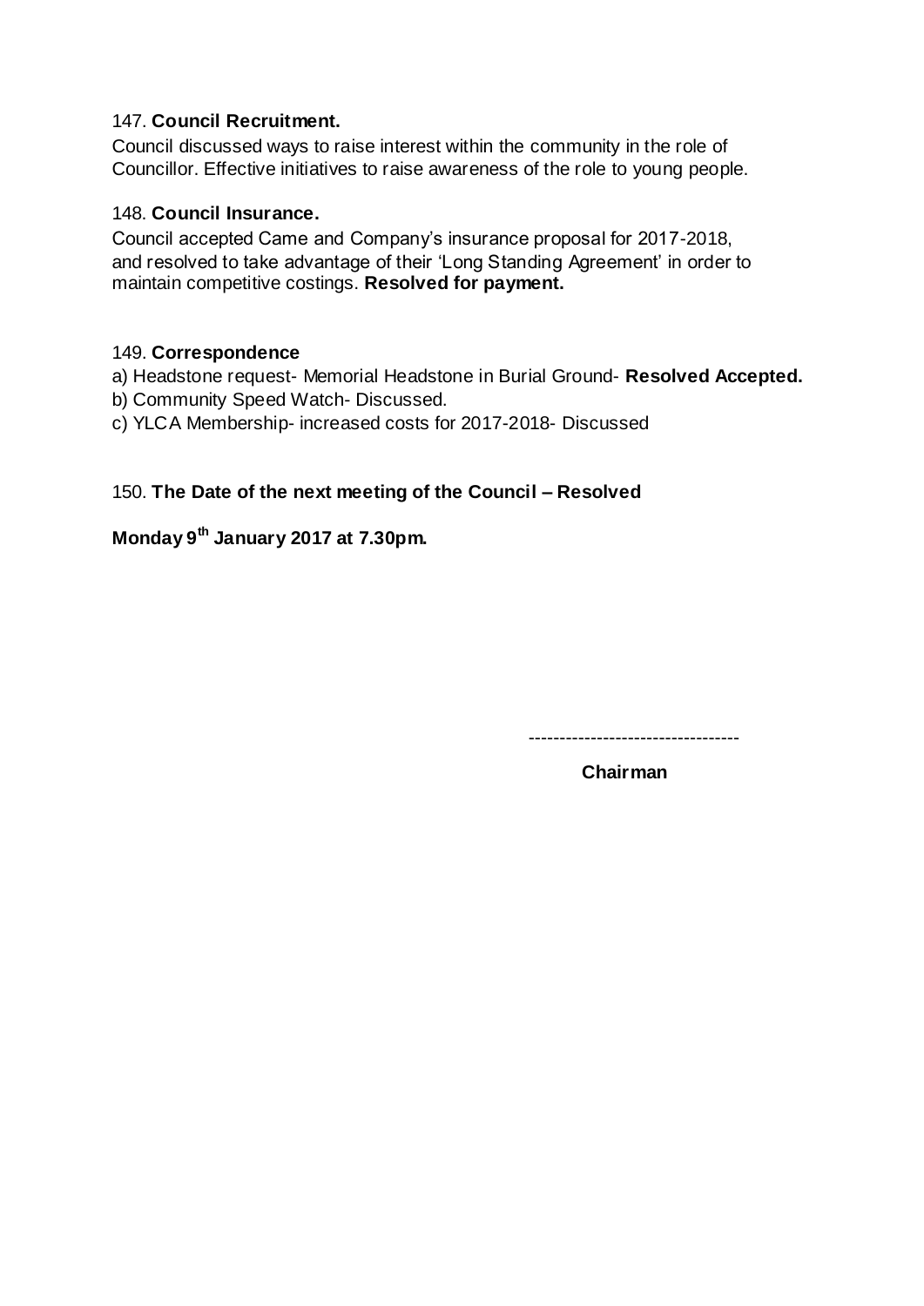147. **Council Recruitment.**

Council discussed ways to raise interest within the community in the role of Councillor. Effective initiatives to raise awareness of the role to young people.

148. **Council Insurance.**

Council accepted Came and Company's insurance proposal for 2017-2018, and resolved to take advantage of their 'Long Standing Agreement' in order to maintain competitive costings. **Resolved for payment.**

149. **Correspondence**

a) Headstone request- Memorial Headstone in Burial Ground- **Resolved Accepted.**
b) Community Speed Watch- Discussed.
c) YLCA Membership- increased costs for 2017-2018- Discussed

150. **The Date of the next meeting of the Council – Resolved**

**Monday 9th January 2017 at 7.30pm.**

----------------------------------

**Chairman**